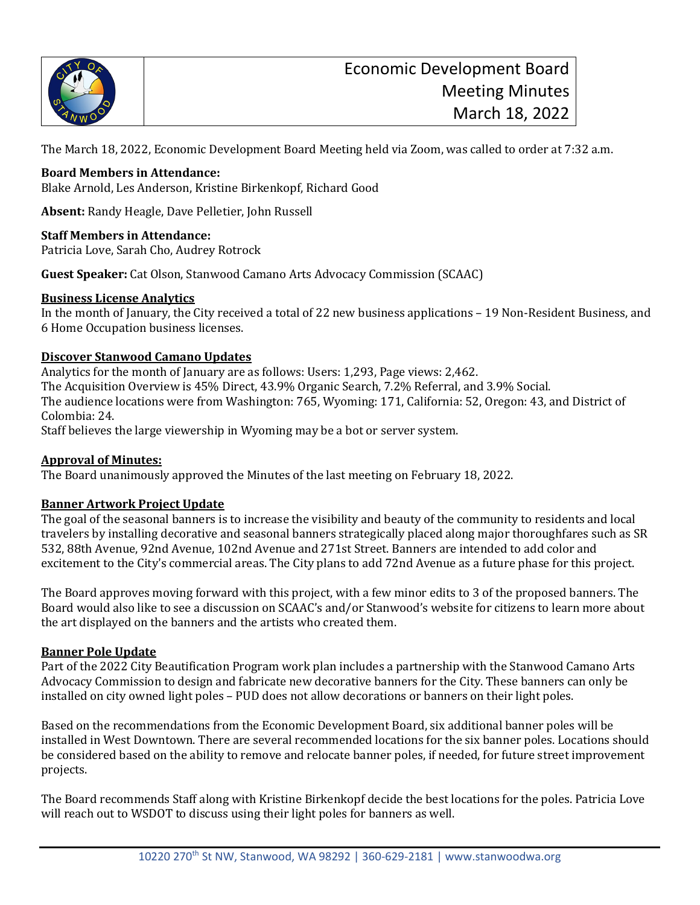# Economic Development Board Meeting Minutes March 18, 2022

The March 18, 2022, Economic Development Board Meeting held via Zoom, was called to order at 7:32 a.m.

**Board Members in Attendance:**
Blake Arnold, Les Anderson, Kristine Birkenkopf, Richard Good

**Absent:** Randy Heagle, Dave Pelletier, John Russell

**Staff Members in Attendance:**
Patricia Love, Sarah Cho, Audrey Rotrock

**Guest Speaker:** Cat Olson, Stanwood Camano Arts Advocacy Commission (SCAAC)

**Business License Analytics**

In the month of January, the City received a total of 22 new business applications – 19 Non-Resident Business, and 6 Home Occupation business licenses.

**Discover Stanwood Camano Updates**

Analytics for the month of January are as follows: Users: 1,293, Page views: 2,462.
The Acquisition Overview is 45% Direct, 43.9% Organic Search, 7.2% Referral, and 3.9% Social.
The audience locations were from Washington: 765, Wyoming: 171, California: 52, Oregon: 43, and District of Colombia: 24.
Staff believes the large viewership in Wyoming may be a bot or server system.

**Approval of Minutes:**

The Board unanimously approved the Minutes of the last meeting on February 18, 2022.

**Banner Artwork Project Update**

The goal of the seasonal banners is to increase the visibility and beauty of the community to residents and local travelers by installing decorative and seasonal banners strategically placed along major thoroughfares such as SR 532, 88th Avenue, 92nd Avenue, 102nd Avenue and 271st Street. Banners are intended to add color and excitement to the City's commercial areas. The City plans to add 72nd Avenue as a future phase for this project.

The Board approves moving forward with this project, with a few minor edits to 3 of the proposed banners. The Board would also like to see a discussion on SCAAC's and/or Stanwood's website for citizens to learn more about the art displayed on the banners and the artists who created them.

**Banner Pole Update**

Part of the 2022 City Beautification Program work plan includes a partnership with the Stanwood Camano Arts Advocacy Commission to design and fabricate new decorative banners for the City. These banners can only be installed on city owned light poles – PUD does not allow decorations or banners on their light poles.

Based on the recommendations from the Economic Development Board, six additional banner poles will be installed in West Downtown. There are several recommended locations for the six banner poles. Locations should be considered based on the ability to remove and relocate banner poles, if needed, for future street improvement projects.

The Board recommends Staff along with Kristine Birkenkopf decide the best locations for the poles. Patricia Love will reach out to WSDOT to discuss using their light poles for banners as well.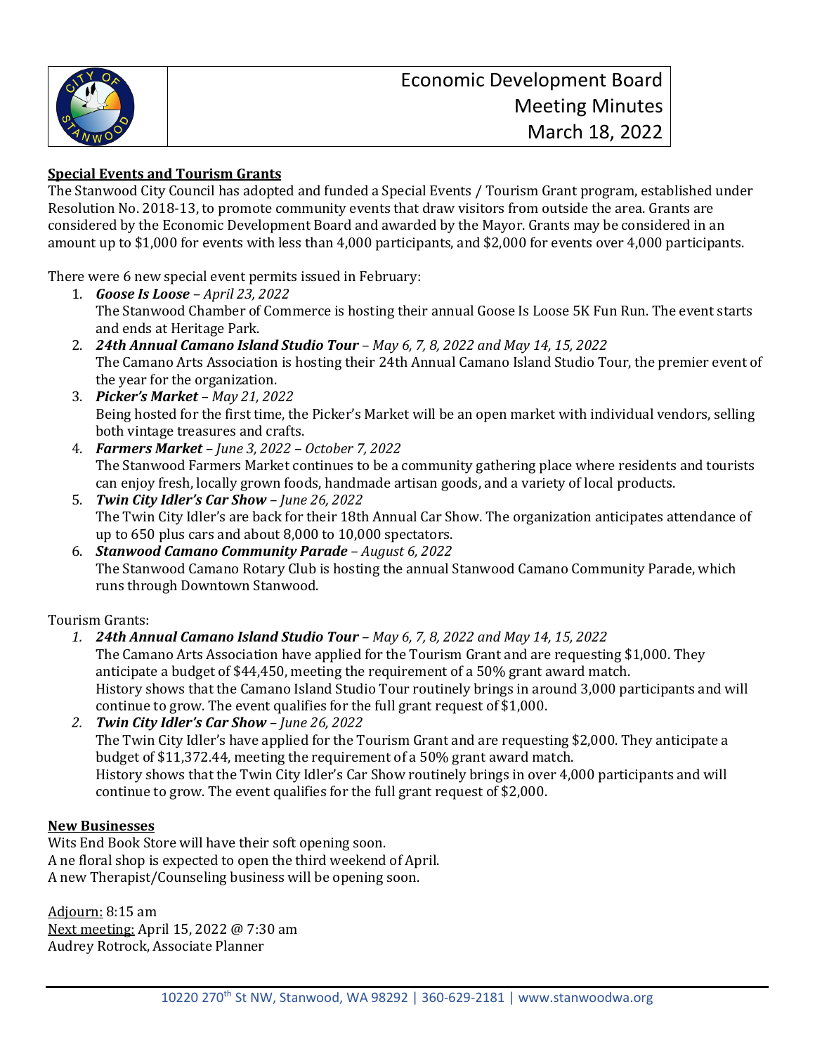# Economic Development Board Meeting Minutes March 18, 2022

**Special Events and Tourism Grants**

The Stanwood City Council has adopted and funded a Special Events / Tourism Grant program, established under Resolution No. 2018-13, to promote community events that draw visitors from outside the area. Grants are considered by the Economic Development Board and awarded by the Mayor. Grants may be considered in an amount up to $1,000 for events with less than 4,000 participants, and $2,000 for events over 4,000 participants.

There were 6 new special event permits issued in February:

1. ***Goose Is Loose*** *– April 23, 2022*
   The Stanwood Chamber of Commerce is hosting their annual Goose Is Loose 5K Fun Run. The event starts and ends at Heritage Park.
2. ***24th Annual Camano Island Studio Tour*** *– May 6, 7, 8, 2022 and May 14, 15, 2022*
   The Camano Arts Association is hosting their 24th Annual Camano Island Studio Tour, the premier event of the year for the organization.
3. ***Picker's Market*** *– May 21, 2022*
   Being hosted for the first time, the Picker's Market will be an open market with individual vendors, selling both vintage treasures and crafts.
4. ***Farmers Market*** *– June 3, 2022 – October 7, 2022*
   The Stanwood Farmers Market continues to be a community gathering place where residents and tourists can enjoy fresh, locally grown foods, handmade artisan goods, and a variety of local products.
5. ***Twin City Idler's Car Show*** *– June 26, 2022*
   The Twin City Idler's are back for their 18th Annual Car Show. The organization anticipates attendance of up to 650 plus cars and about 8,000 to 10,000 spectators.
6. ***Stanwood Camano Community Parade*** *– August 6, 2022*
   The Stanwood Camano Rotary Club is hosting the annual Stanwood Camano Community Parade, which runs through Downtown Stanwood.

Tourism Grants:

1. ***24th Annual Camano Island Studio Tour*** *– May 6, 7, 8, 2022 and May 14, 15, 2022*
   The Camano Arts Association have applied for the Tourism Grant and are requesting $1,000. They anticipate a budget of $44,450, meeting the requirement of a 50% grant award match.
   History shows that the Camano Island Studio Tour routinely brings in around 3,000 participants and will continue to grow. The event qualifies for the full grant request of $1,000.
2. ***Twin City Idler's Car Show*** *– June 26, 2022*
   The Twin City Idler's have applied for the Tourism Grant and are requesting $2,000. They anticipate a budget of $11,372.44, meeting the requirement of a 50% grant award match.
   History shows that the Twin City Idler's Car Show routinely brings in over 4,000 participants and will continue to grow. The event qualifies for the full grant request of $2,000.

**New Businesses**

Wits End Book Store will have their soft opening soon.
A ne floral shop is expected to open the third weekend of April.
A new Therapist/Counseling business will be opening soon.

Adjourn: 8:15 am
Next meeting: April 15, 2022 @ 7:30 am
Audrey Rotrock, Associate Planner